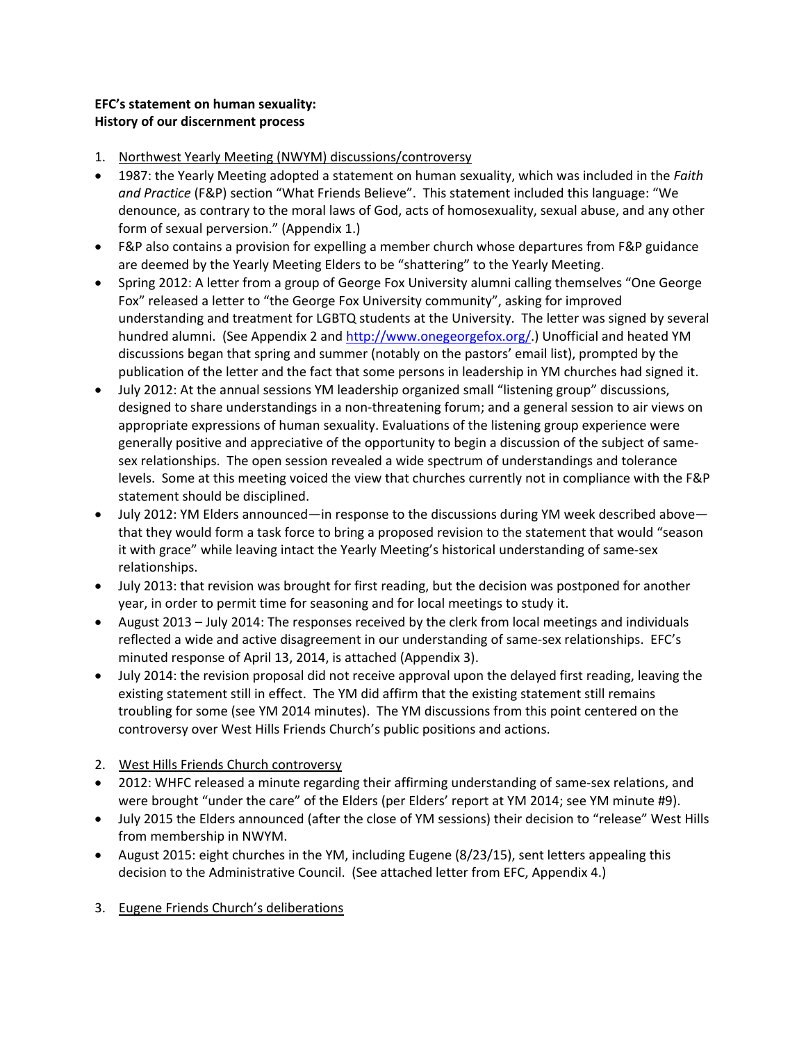**EFC's statement on human sexuality:**
**History of our discernment process**

1. Northwest Yearly Meeting (NWYM) discussions/controversy

- 1987: the Yearly Meeting adopted a statement on human sexuality, which was included in the *Faith and Practice* (F&P) section "What Friends Believe". This statement included this language: "We denounce, as contrary to the moral laws of God, acts of homosexuality, sexual abuse, and any other form of sexual perversion." (Appendix 1.)
- F&P also contains a provision for expelling a member church whose departures from F&P guidance are deemed by the Yearly Meeting Elders to be "shattering" to the Yearly Meeting.
- Spring 2012: A letter from a group of George Fox University alumni calling themselves "One George Fox" released a letter to "the George Fox University community", asking for improved understanding and treatment for LGBTQ students at the University. The letter was signed by several hundred alumni. (See Appendix 2 and http://www.onegeorgefox.org/.) Unofficial and heated YM discussions began that spring and summer (notably on the pastors' email list), prompted by the publication of the letter and the fact that some persons in leadership in YM churches had signed it.
- July 2012: At the annual sessions YM leadership organized small "listening group" discussions, designed to share understandings in a non-threatening forum; and a general session to air views on appropriate expressions of human sexuality. Evaluations of the listening group experience were generally positive and appreciative of the opportunity to begin a discussion of the subject of same-sex relationships. The open session revealed a wide spectrum of understandings and tolerance levels. Some at this meeting voiced the view that churches currently not in compliance with the F&P statement should be disciplined.
- July 2012: YM Elders announced—in response to the discussions during YM week described above—that they would form a task force to bring a proposed revision to the statement that would "season it with grace" while leaving intact the Yearly Meeting's historical understanding of same-sex relationships.
- July 2013: that revision was brought for first reading, but the decision was postponed for another year, in order to permit time for seasoning and for local meetings to study it.
- August 2013 – July 2014: The responses received by the clerk from local meetings and individuals reflected a wide and active disagreement in our understanding of same-sex relationships. EFC's minuted response of April 13, 2014, is attached (Appendix 3).
- July 2014: the revision proposal did not receive approval upon the delayed first reading, leaving the existing statement still in effect. The YM did affirm that the existing statement still remains troubling for some (see YM 2014 minutes). The YM discussions from this point centered on the controversy over West Hills Friends Church's public positions and actions.

2. West Hills Friends Church controversy

- 2012: WHFC released a minute regarding their affirming understanding of same-sex relations, and were brought "under the care" of the Elders (per Elders' report at YM 2014; see YM minute #9).
- July 2015 the Elders announced (after the close of YM sessions) their decision to "release" West Hills from membership in NWYM.
- August 2015: eight churches in the YM, including Eugene (8/23/15), sent letters appealing this decision to the Administrative Council. (See attached letter from EFC, Appendix 4.)

3. Eugene Friends Church's deliberations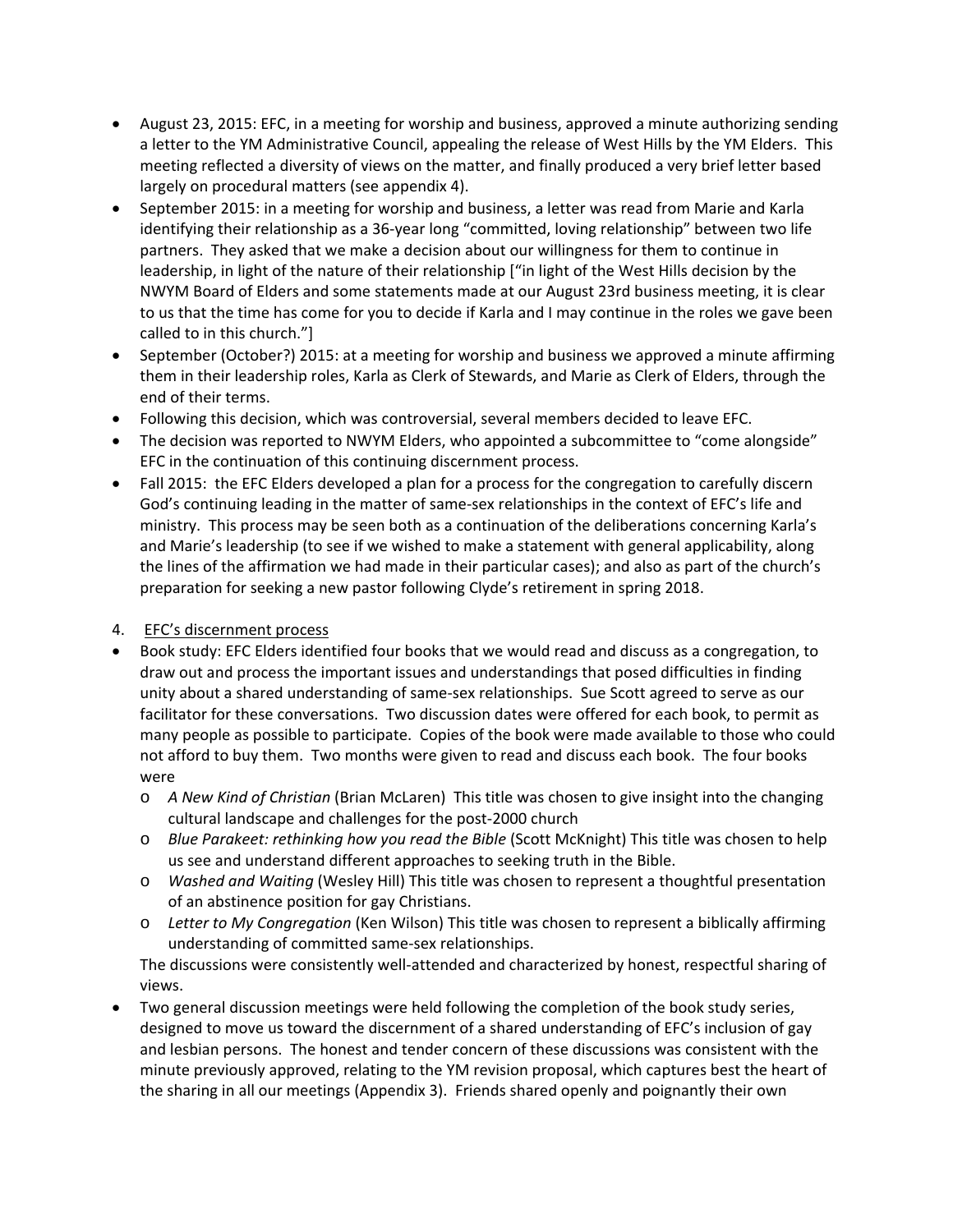- August 23, 2015: EFC, in a meeting for worship and business, approved a minute authorizing sending a letter to the YM Administrative Council, appealing the release of West Hills by the YM Elders. This meeting reflected a diversity of views on the matter, and finally produced a very brief letter based largely on procedural matters (see appendix 4).
- September 2015: in a meeting for worship and business, a letter was read from Marie and Karla identifying their relationship as a 36-year long "committed, loving relationship" between two life partners. They asked that we make a decision about our willingness for them to continue in leadership, in light of the nature of their relationship ["in light of the West Hills decision by the NWYM Board of Elders and some statements made at our August 23rd business meeting, it is clear to us that the time has come for you to decide if Karla and I may continue in the roles we gave been called to in this church."]
- September (October?) 2015: at a meeting for worship and business we approved a minute affirming them in their leadership roles, Karla as Clerk of Stewards, and Marie as Clerk of Elders, through the end of their terms.
- Following this decision, which was controversial, several members decided to leave EFC.
- The decision was reported to NWYM Elders, who appointed a subcommittee to "come alongside" EFC in the continuation of this continuing discernment process.
- Fall 2015: the EFC Elders developed a plan for a process for the congregation to carefully discern God's continuing leading in the matter of same-sex relationships in the context of EFC's life and ministry. This process may be seen both as a continuation of the deliberations concerning Karla's and Marie's leadership (to see if we wished to make a statement with general applicability, along the lines of the affirmation we had made in their particular cases); and also as part of the church's preparation for seeking a new pastor following Clyde's retirement in spring 2018.

4. EFC's discernment process

- Book study: EFC Elders identified four books that we would read and discuss as a congregation, to draw out and process the important issues and understandings that posed difficulties in finding unity about a shared understanding of same-sex relationships. Sue Scott agreed to serve as our facilitator for these conversations. Two discussion dates were offered for each book, to permit as many people as possible to participate. Copies of the book were made available to those who could not afford to buy them. Two months were given to read and discuss each book. The four books were
  - *A New Kind of Christian* (Brian McLaren) This title was chosen to give insight into the changing cultural landscape and challenges for the post-2000 church
  - *Blue Parakeet: rethinking how you read the Bible* (Scott McKnight) This title was chosen to help us see and understand different approaches to seeking truth in the Bible.
  - *Washed and Waiting* (Wesley Hill) This title was chosen to represent a thoughtful presentation of an abstinence position for gay Christians.
  - *Letter to My Congregation* (Ken Wilson) This title was chosen to represent a biblically affirming understanding of committed same-sex relationships.

  The discussions were consistently well-attended and characterized by honest, respectful sharing of views.
- Two general discussion meetings were held following the completion of the book study series, designed to move us toward the discernment of a shared understanding of EFC's inclusion of gay and lesbian persons. The honest and tender concern of these discussions was consistent with the minute previously approved, relating to the YM revision proposal, which captures best the heart of the sharing in all our meetings (Appendix 3). Friends shared openly and poignantly their own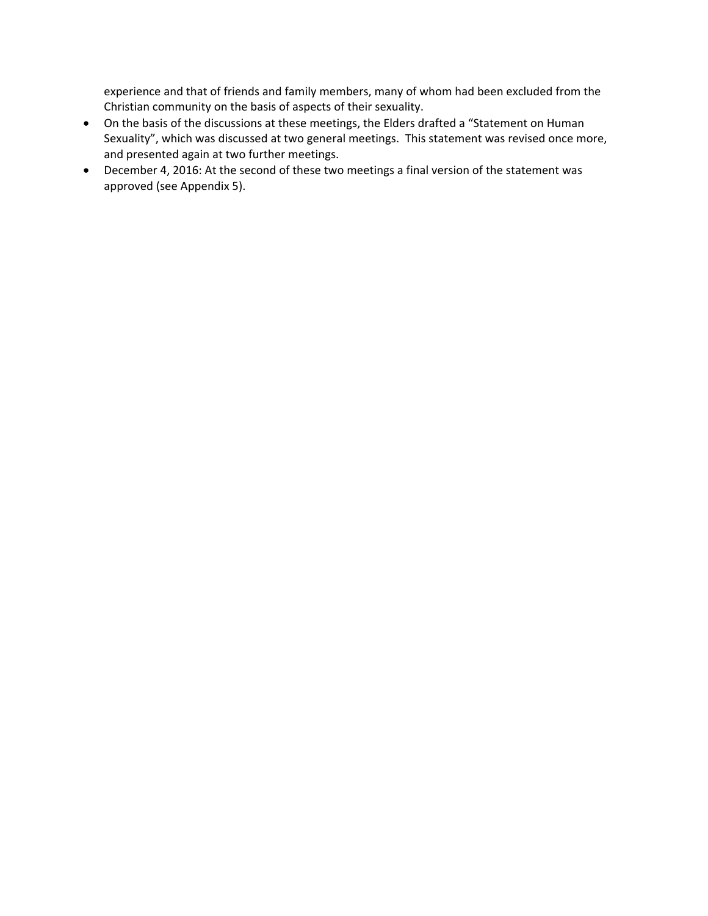experience and that of friends and family members, many of whom had been excluded from the Christian community on the basis of aspects of their sexuality.

- On the basis of the discussions at these meetings, the Elders drafted a "Statement on Human Sexuality", which was discussed at two general meetings. This statement was revised once more, and presented again at two further meetings.
- December 4, 2016: At the second of these two meetings a final version of the statement was approved (see Appendix 5).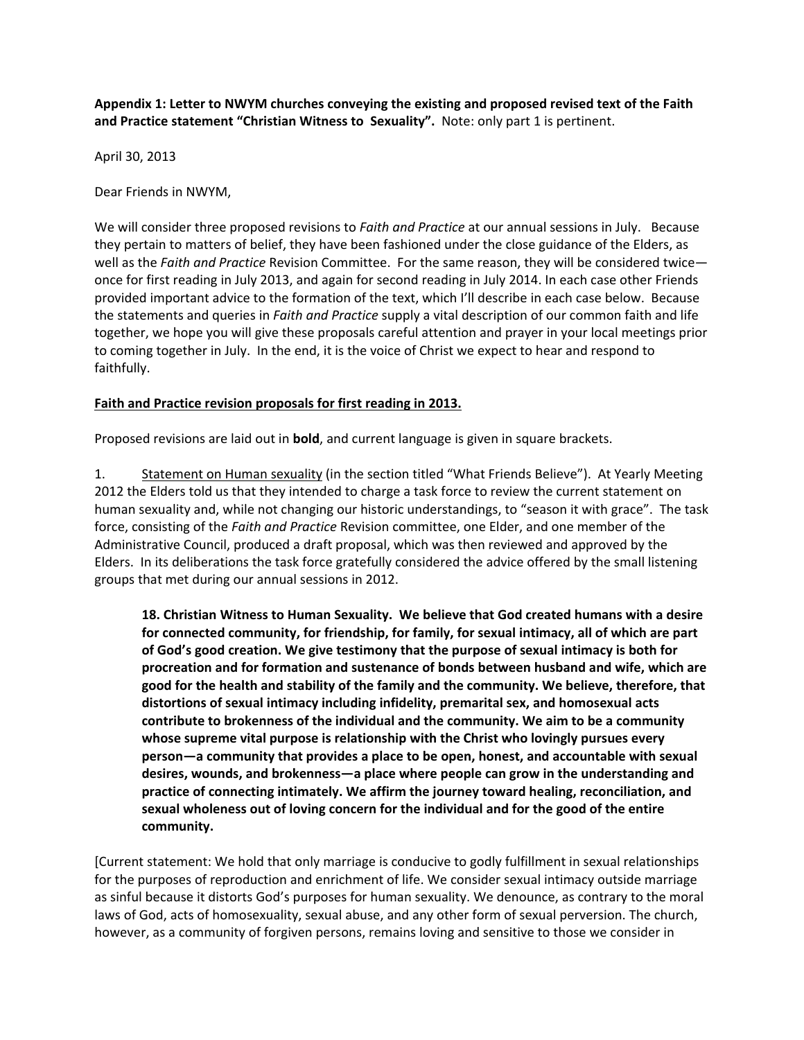**Appendix 1: Letter to NWYM churches conveying the existing and proposed revised text of the Faith and Practice statement "Christian Witness to Sexuality".** Note: only part 1 is pertinent.

April 30, 2013

Dear Friends in NWYM,

We will consider three proposed revisions to *Faith and Practice* at our annual sessions in July. Because they pertain to matters of belief, they have been fashioned under the close guidance of the Elders, as well as the *Faith and Practice* Revision Committee. For the same reason, they will be considered twice—once for first reading in July 2013, and again for second reading in July 2014. In each case other Friends provided important advice to the formation of the text, which I'll describe in each case below. Because the statements and queries in *Faith and Practice* supply a vital description of our common faith and life together, we hope you will give these proposals careful attention and prayer in your local meetings prior to coming together in July. In the end, it is the voice of Christ we expect to hear and respond to faithfully.

<u>**Faith and Practice revision proposals for first reading in 2013.**</u>

Proposed revisions are laid out in **bold**, and current language is given in square brackets.

1. <u>Statement on Human sexuality</u> (in the section titled "What Friends Believe"). At Yearly Meeting 2012 the Elders told us that they intended to charge a task force to review the current statement on human sexuality and, while not changing our historic understandings, to "season it with grace". The task force, consisting of the *Faith and Practice* Revision committee, one Elder, and one member of the Administrative Council, produced a draft proposal, which was then reviewed and approved by the Elders. In its deliberations the task force gratefully considered the advice offered by the small listening groups that met during our annual sessions in 2012.

> **18. Christian Witness to Human Sexuality. We believe that God created humans with a desire for connected community, for friendship, for family, for sexual intimacy, all of which are part of God's good creation. We give testimony that the purpose of sexual intimacy is both for procreation and for formation and sustenance of bonds between husband and wife, which are good for the health and stability of the family and the community. We believe, therefore, that distortions of sexual intimacy including infidelity, premarital sex, and homosexual acts contribute to brokenness of the individual and the community. We aim to be a community whose supreme vital purpose is relationship with the Christ who lovingly pursues every person—a community that provides a place to be open, honest, and accountable with sexual desires, wounds, and brokenness—a place where people can grow in the understanding and practice of connecting intimately. We affirm the journey toward healing, reconciliation, and sexual wholeness out of loving concern for the individual and for the good of the entire community.**

[Current statement: We hold that only marriage is conducive to godly fulfillment in sexual relationships for the purposes of reproduction and enrichment of life. We consider sexual intimacy outside marriage as sinful because it distorts God's purposes for human sexuality. We denounce, as contrary to the moral laws of God, acts of homosexuality, sexual abuse, and any other form of sexual perversion. The church, however, as a community of forgiven persons, remains loving and sensitive to those we consider in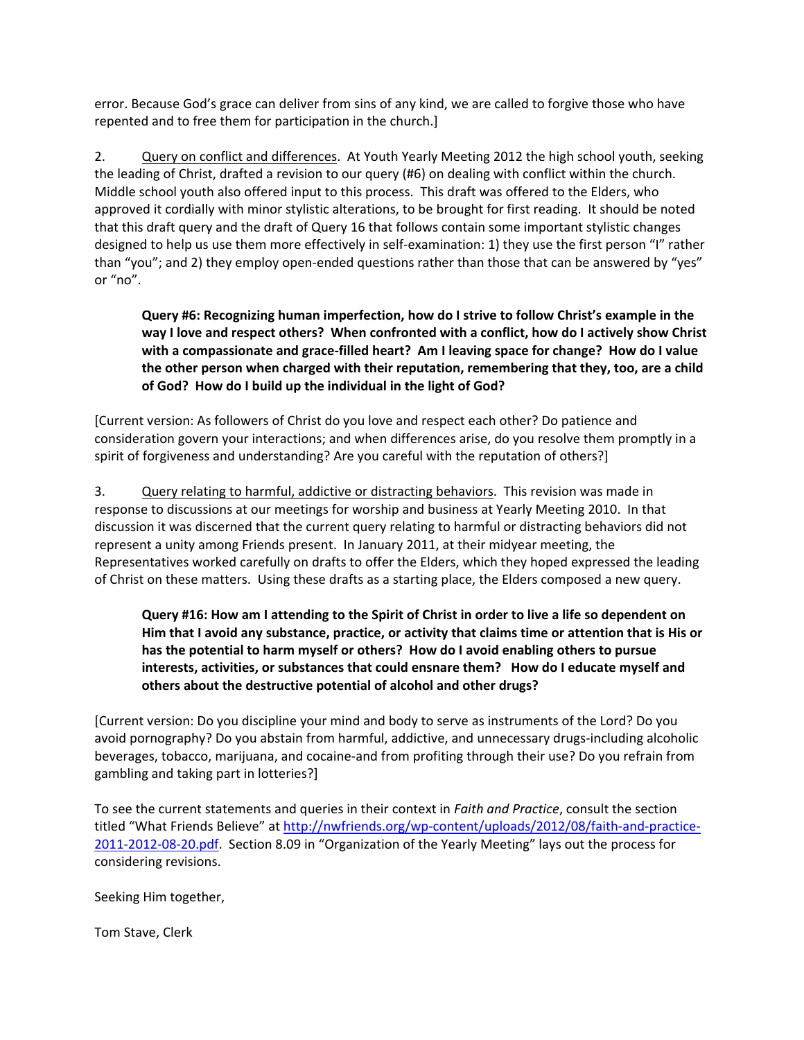error. Because God's grace can deliver from sins of any kind, we are called to forgive those who have repented and to free them for participation in the church.]

2. Query on conflict and differences. At Youth Yearly Meeting 2012 the high school youth, seeking the leading of Christ, drafted a revision to our query (#6) on dealing with conflict within the church. Middle school youth also offered input to this process. This draft was offered to the Elders, who approved it cordially with minor stylistic alterations, to be brought for first reading. It should be noted that this draft query and the draft of Query 16 that follows contain some important stylistic changes designed to help us use them more effectively in self-examination: 1) they use the first person "I" rather than "you"; and 2) they employ open-ended questions rather than those that can be answered by "yes" or "no".

> **Query #6: Recognizing human imperfection, how do I strive to follow Christ's example in the way I love and respect others? When confronted with a conflict, how do I actively show Christ with a compassionate and grace-filled heart? Am I leaving space for change? How do I value the other person when charged with their reputation, remembering that they, too, are a child of God? How do I build up the individual in the light of God?**

[Current version: As followers of Christ do you love and respect each other? Do patience and consideration govern your interactions; and when differences arise, do you resolve them promptly in a spirit of forgiveness and understanding? Are you careful with the reputation of others?]

3. Query relating to harmful, addictive or distracting behaviors. This revision was made in response to discussions at our meetings for worship and business at Yearly Meeting 2010. In that discussion it was discerned that the current query relating to harmful or distracting behaviors did not represent a unity among Friends present. In January 2011, at their midyear meeting, the Representatives worked carefully on drafts to offer the Elders, which they hoped expressed the leading of Christ on these matters. Using these drafts as a starting place, the Elders composed a new query.

> **Query #16: How am I attending to the Spirit of Christ in order to live a life so dependent on Him that I avoid any substance, practice, or activity that claims time or attention that is His or has the potential to harm myself or others? How do I avoid enabling others to pursue interests, activities, or substances that could ensnare them? How do I educate myself and others about the destructive potential of alcohol and other drugs?**

[Current version: Do you discipline your mind and body to serve as instruments of the Lord? Do you avoid pornography? Do you abstain from harmful, addictive, and unnecessary drugs-including alcoholic beverages, tobacco, marijuana, and cocaine-and from profiting through their use? Do you refrain from gambling and taking part in lotteries?]

To see the current statements and queries in their context in *Faith and Practice*, consult the section titled "What Friends Believe" at http://nwfriends.org/wp-content/uploads/2012/08/faith-and-practice-2011-2012-08-20.pdf. Section 8.09 in "Organization of the Yearly Meeting" lays out the process for considering revisions.

Seeking Him together,

Tom Stave, Clerk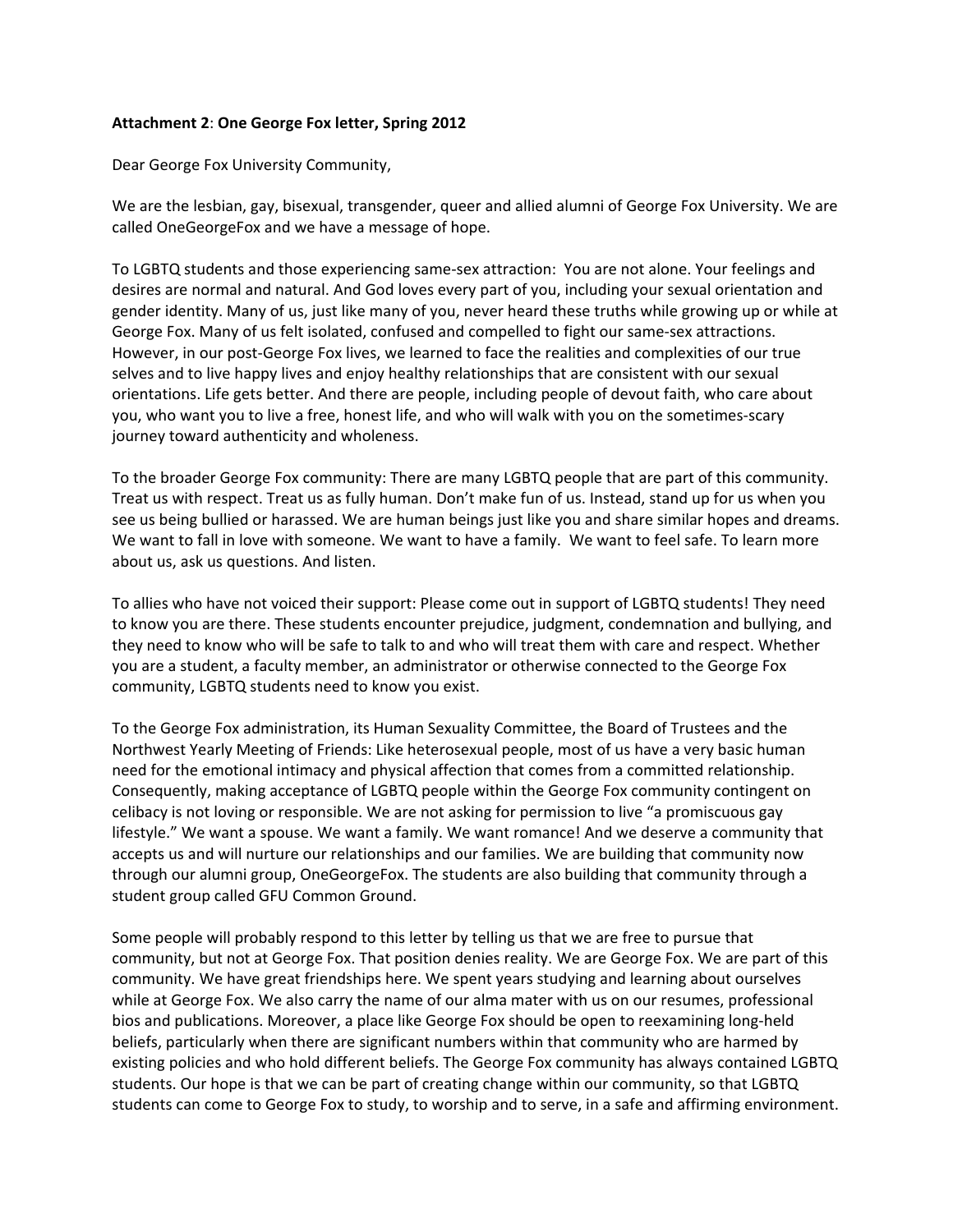**Attachment 2**: **One George Fox letter, Spring 2012**

Dear George Fox University Community,

We are the lesbian, gay, bisexual, transgender, queer and allied alumni of George Fox University. We are called OneGeorgeFox and we have a message of hope.

To LGBTQ students and those experiencing same-sex attraction: You are not alone. Your feelings and desires are normal and natural. And God loves every part of you, including your sexual orientation and gender identity. Many of us, just like many of you, never heard these truths while growing up or while at George Fox. Many of us felt isolated, confused and compelled to fight our same-sex attractions. However, in our post-George Fox lives, we learned to face the realities and complexities of our true selves and to live happy lives and enjoy healthy relationships that are consistent with our sexual orientations. Life gets better. And there are people, including people of devout faith, who care about you, who want you to live a free, honest life, and who will walk with you on the sometimes-scary journey toward authenticity and wholeness.

To the broader George Fox community: There are many LGBTQ people that are part of this community. Treat us with respect. Treat us as fully human. Don't make fun of us. Instead, stand up for us when you see us being bullied or harassed. We are human beings just like you and share similar hopes and dreams. We want to fall in love with someone. We want to have a family. We want to feel safe. To learn more about us, ask us questions. And listen.

To allies who have not voiced their support: Please come out in support of LGBTQ students! They need to know you are there. These students encounter prejudice, judgment, condemnation and bullying, and they need to know who will be safe to talk to and who will treat them with care and respect. Whether you are a student, a faculty member, an administrator or otherwise connected to the George Fox community, LGBTQ students need to know you exist.

To the George Fox administration, its Human Sexuality Committee, the Board of Trustees and the Northwest Yearly Meeting of Friends: Like heterosexual people, most of us have a very basic human need for the emotional intimacy and physical affection that comes from a committed relationship. Consequently, making acceptance of LGBTQ people within the George Fox community contingent on celibacy is not loving or responsible. We are not asking for permission to live "a promiscuous gay lifestyle." We want a spouse. We want a family. We want romance! And we deserve a community that accepts us and will nurture our relationships and our families. We are building that community now through our alumni group, OneGeorgeFox. The students are also building that community through a student group called GFU Common Ground.

Some people will probably respond to this letter by telling us that we are free to pursue that community, but not at George Fox. That position denies reality. We are George Fox. We are part of this community. We have great friendships here. We spent years studying and learning about ourselves while at George Fox. We also carry the name of our alma mater with us on our resumes, professional bios and publications. Moreover, a place like George Fox should be open to reexamining long-held beliefs, particularly when there are significant numbers within that community who are harmed by existing policies and who hold different beliefs. The George Fox community has always contained LGBTQ students. Our hope is that we can be part of creating change within our community, so that LGBTQ students can come to George Fox to study, to worship and to serve, in a safe and affirming environment.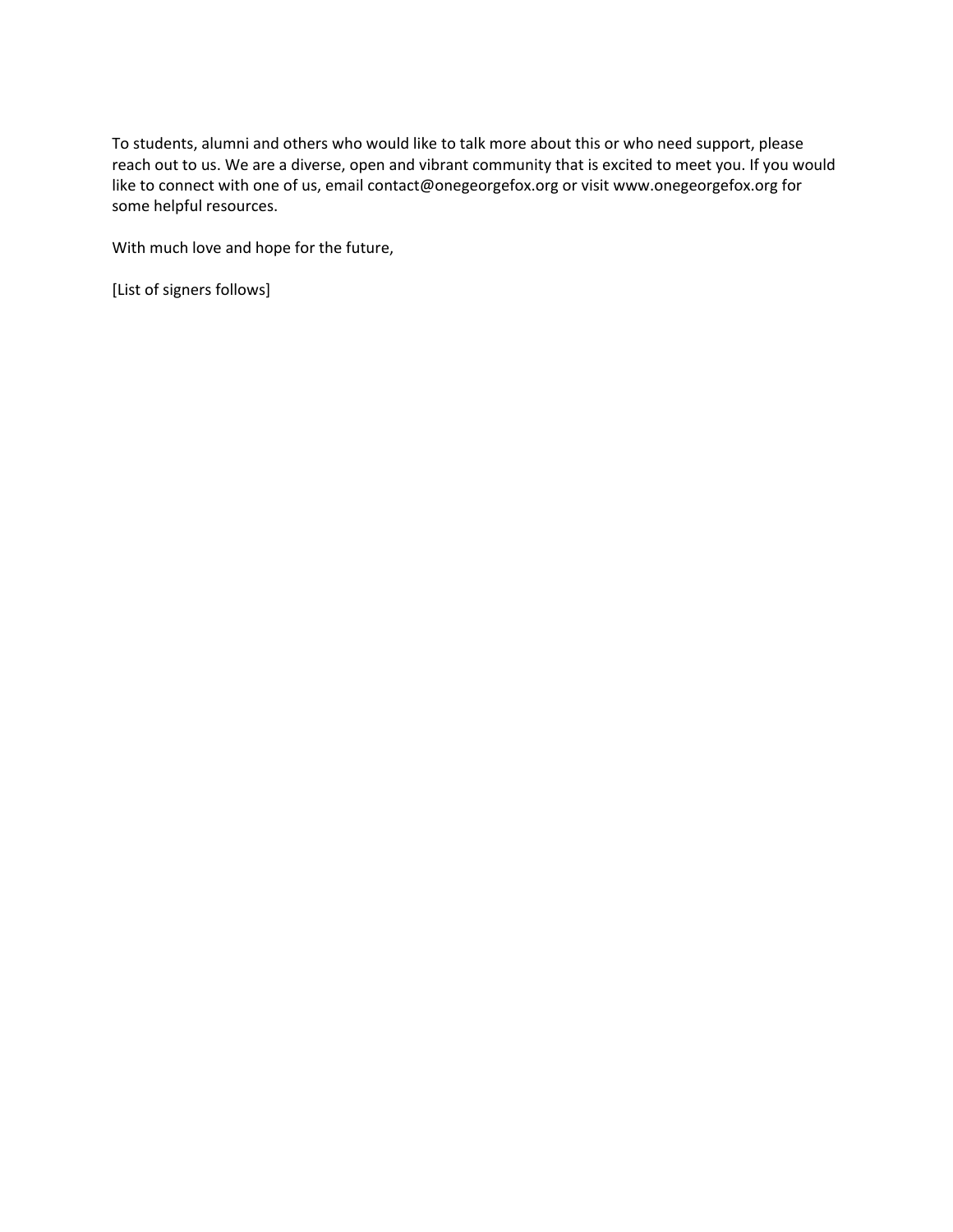To students, alumni and others who would like to talk more about this or who need support, please reach out to us. We are a diverse, open and vibrant community that is excited to meet you. If you would like to connect with one of us, email contact@onegeorgefox.org or visit www.onegeorgefox.org for some helpful resources.

With much love and hope for the future,

[List of signers follows]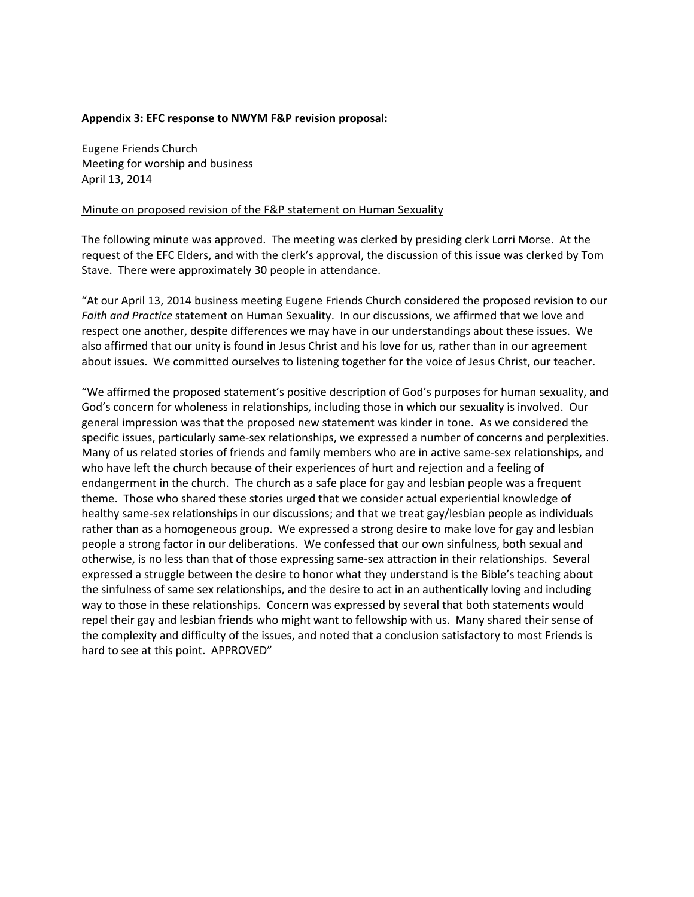**Appendix 3: EFC response to NWYM F&P revision proposal:**

Eugene Friends Church
Meeting for worship and business
April 13, 2014

<u>Minute on proposed revision of the F&P statement on Human Sexuality</u>

The following minute was approved. The meeting was clerked by presiding clerk Lorri Morse. At the request of the EFC Elders, and with the clerk's approval, the discussion of this issue was clerked by Tom Stave. There were approximately 30 people in attendance.

"At our April 13, 2014 business meeting Eugene Friends Church considered the proposed revision to our *Faith and Practice* statement on Human Sexuality. In our discussions, we affirmed that we love and respect one another, despite differences we may have in our understandings about these issues. We also affirmed that our unity is found in Jesus Christ and his love for us, rather than in our agreement about issues. We committed ourselves to listening together for the voice of Jesus Christ, our teacher.

"We affirmed the proposed statement's positive description of God's purposes for human sexuality, and God's concern for wholeness in relationships, including those in which our sexuality is involved. Our general impression was that the proposed new statement was kinder in tone. As we considered the specific issues, particularly same-sex relationships, we expressed a number of concerns and perplexities. Many of us related stories of friends and family members who are in active same-sex relationships, and who have left the church because of their experiences of hurt and rejection and a feeling of endangerment in the church. The church as a safe place for gay and lesbian people was a frequent theme. Those who shared these stories urged that we consider actual experiential knowledge of healthy same-sex relationships in our discussions; and that we treat gay/lesbian people as individuals rather than as a homogeneous group. We expressed a strong desire to make love for gay and lesbian people a strong factor in our deliberations. We confessed that our own sinfulness, both sexual and otherwise, is no less than that of those expressing same-sex attraction in their relationships. Several expressed a struggle between the desire to honor what they understand is the Bible's teaching about the sinfulness of same sex relationships, and the desire to act in an authentically loving and including way to those in these relationships. Concern was expressed by several that both statements would repel their gay and lesbian friends who might want to fellowship with us. Many shared their sense of the complexity and difficulty of the issues, and noted that a conclusion satisfactory to most Friends is hard to see at this point. APPROVED"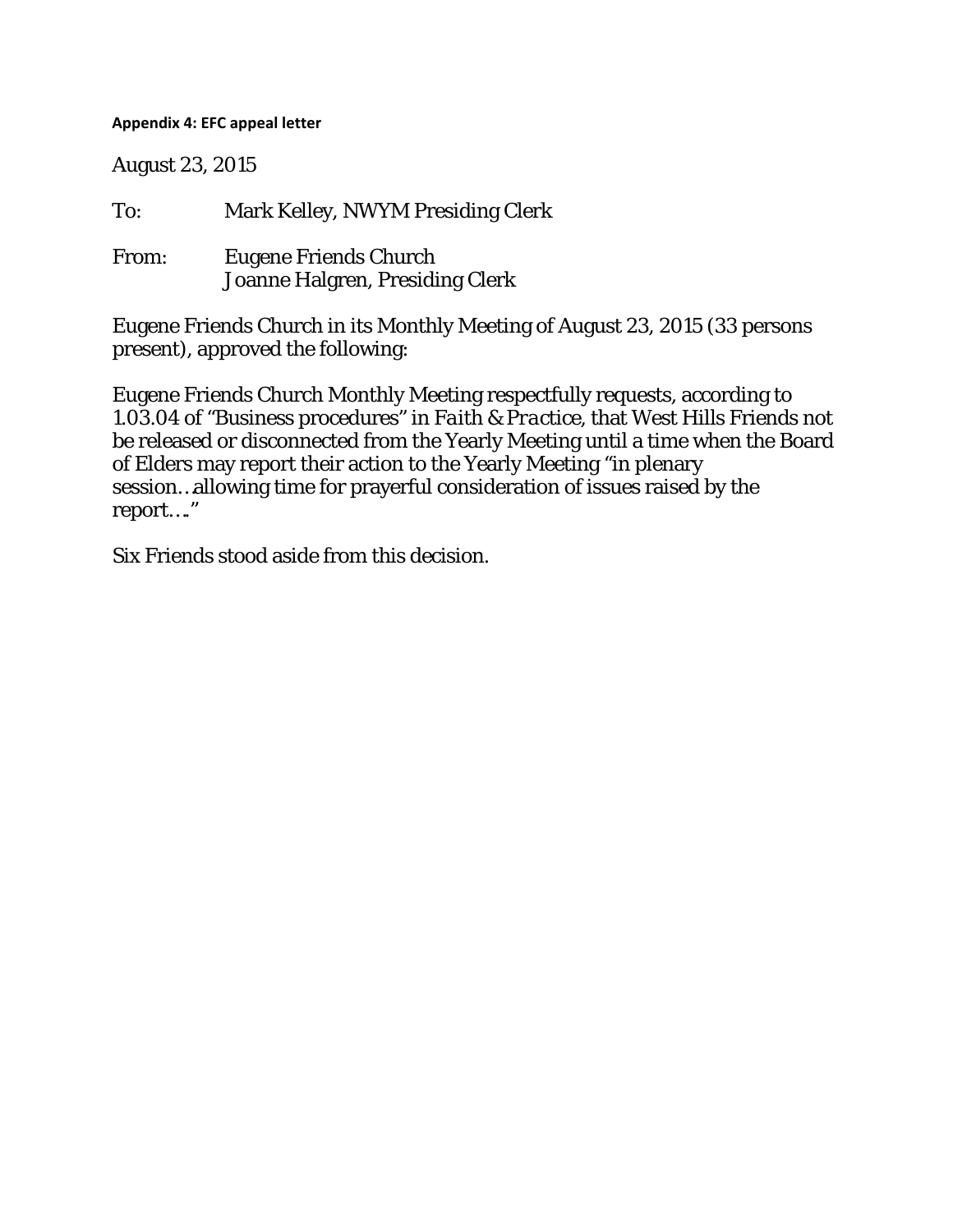**Appendix 4: EFC appeal letter**

August 23, 2015

To: Mark Kelley, NWYM Presiding Clerk

From: Eugene Friends Church
Joanne Halgren, Presiding Clerk

Eugene Friends Church in its Monthly Meeting of August 23, 2015 (33 persons present), approved the following:

Eugene Friends Church Monthly Meeting respectfully requests, according to 1.03.04 of "Business procedures" in *Faith & Practice*, that West Hills Friends not be released or disconnected from the Yearly Meeting until a time when the Board of Elders may report their action to the Yearly Meeting "in plenary session…allowing time for prayerful consideration of issues raised by the report…."

Six Friends stood aside from this decision.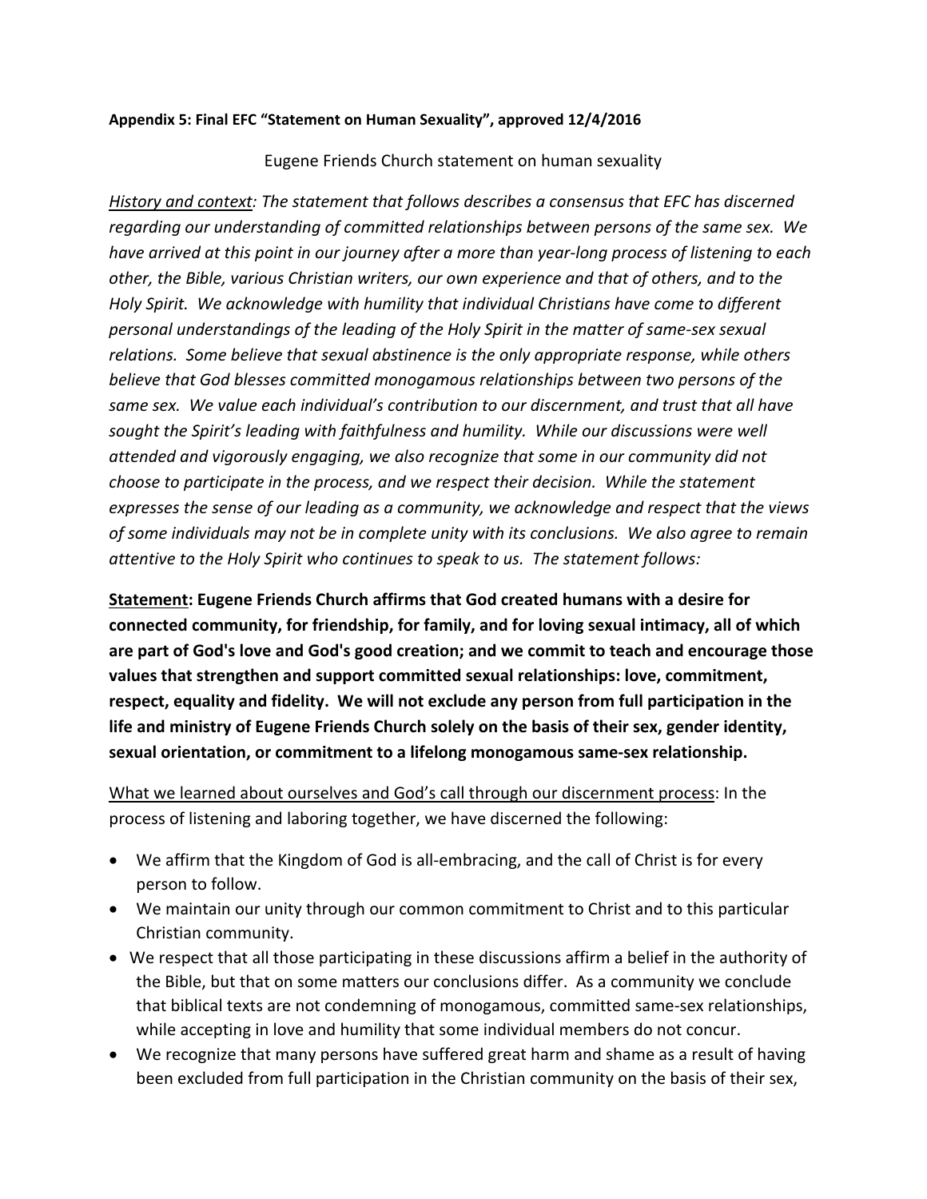**Appendix 5: Final EFC "Statement on Human Sexuality", approved 12/4/2016**

Eugene Friends Church statement on human sexuality

*<u>History and context</u>: The statement that follows describes a consensus that EFC has discerned regarding our understanding of committed relationships between persons of the same sex. We have arrived at this point in our journey after a more than year-long process of listening to each other, the Bible, various Christian writers, our own experience and that of others, and to the Holy Spirit. We acknowledge with humility that individual Christians have come to different personal understandings of the leading of the Holy Spirit in the matter of same-sex sexual relations. Some believe that sexual abstinence is the only appropriate response, while others believe that God blesses committed monogamous relationships between two persons of the same sex. We value each individual's contribution to our discernment, and trust that all have sought the Spirit's leading with faithfulness and humility. While our discussions were well attended and vigorously engaging, we also recognize that some in our community did not choose to participate in the process, and we respect their decision. While the statement expresses the sense of our leading as a community, we acknowledge and respect that the views of some individuals may not be in complete unity with its conclusions. We also agree to remain attentive to the Holy Spirit who continues to speak to us. The statement follows:*

**<u>Statement</u>: Eugene Friends Church affirms that God created humans with a desire for connected community, for friendship, for family, and for loving sexual intimacy, all of which are part of God's love and God's good creation; and we commit to teach and encourage those values that strengthen and support committed sexual relationships: love, commitment, respect, equality and fidelity. We will not exclude any person from full participation in the life and ministry of Eugene Friends Church solely on the basis of their sex, gender identity, sexual orientation, or commitment to a lifelong monogamous same-sex relationship.**

<u>What we learned about ourselves and God's call through our discernment process</u>: In the process of listening and laboring together, we have discerned the following:

- We affirm that the Kingdom of God is all-embracing, and the call of Christ is for every person to follow.
- We maintain our unity through our common commitment to Christ and to this particular Christian community.
- We respect that all those participating in these discussions affirm a belief in the authority of the Bible, but that on some matters our conclusions differ. As a community we conclude that biblical texts are not condemning of monogamous, committed same-sex relationships, while accepting in love and humility that some individual members do not concur.
- We recognize that many persons have suffered great harm and shame as a result of having been excluded from full participation in the Christian community on the basis of their sex,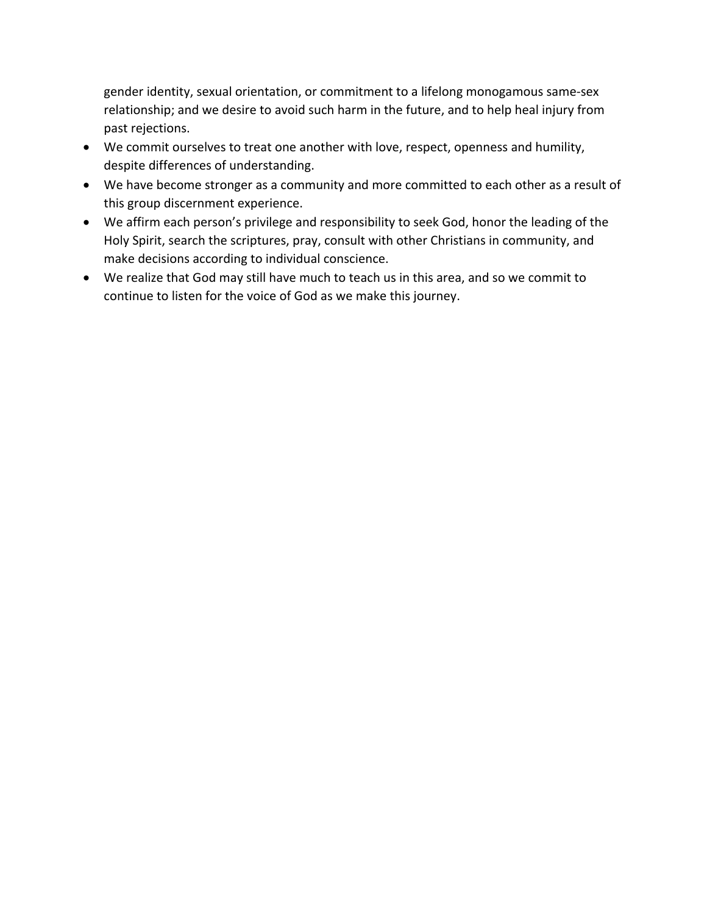gender identity, sexual orientation, or commitment to a lifelong monogamous same-sex relationship; and we desire to avoid such harm in the future, and to help heal injury from past rejections.

- We commit ourselves to treat one another with love, respect, openness and humility, despite differences of understanding.
- We have become stronger as a community and more committed to each other as a result of this group discernment experience.
- We affirm each person's privilege and responsibility to seek God, honor the leading of the Holy Spirit, search the scriptures, pray, consult with other Christians in community, and make decisions according to individual conscience.
- We realize that God may still have much to teach us in this area, and so we commit to continue to listen for the voice of God as we make this journey.